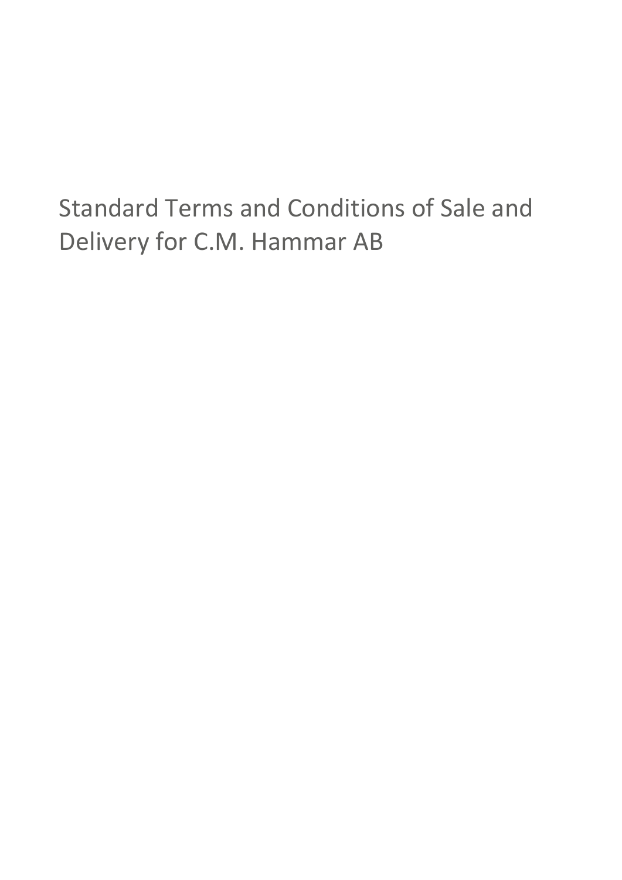# Standard Terms and Conditions of Sale and Delivery for C.M. Hammar AB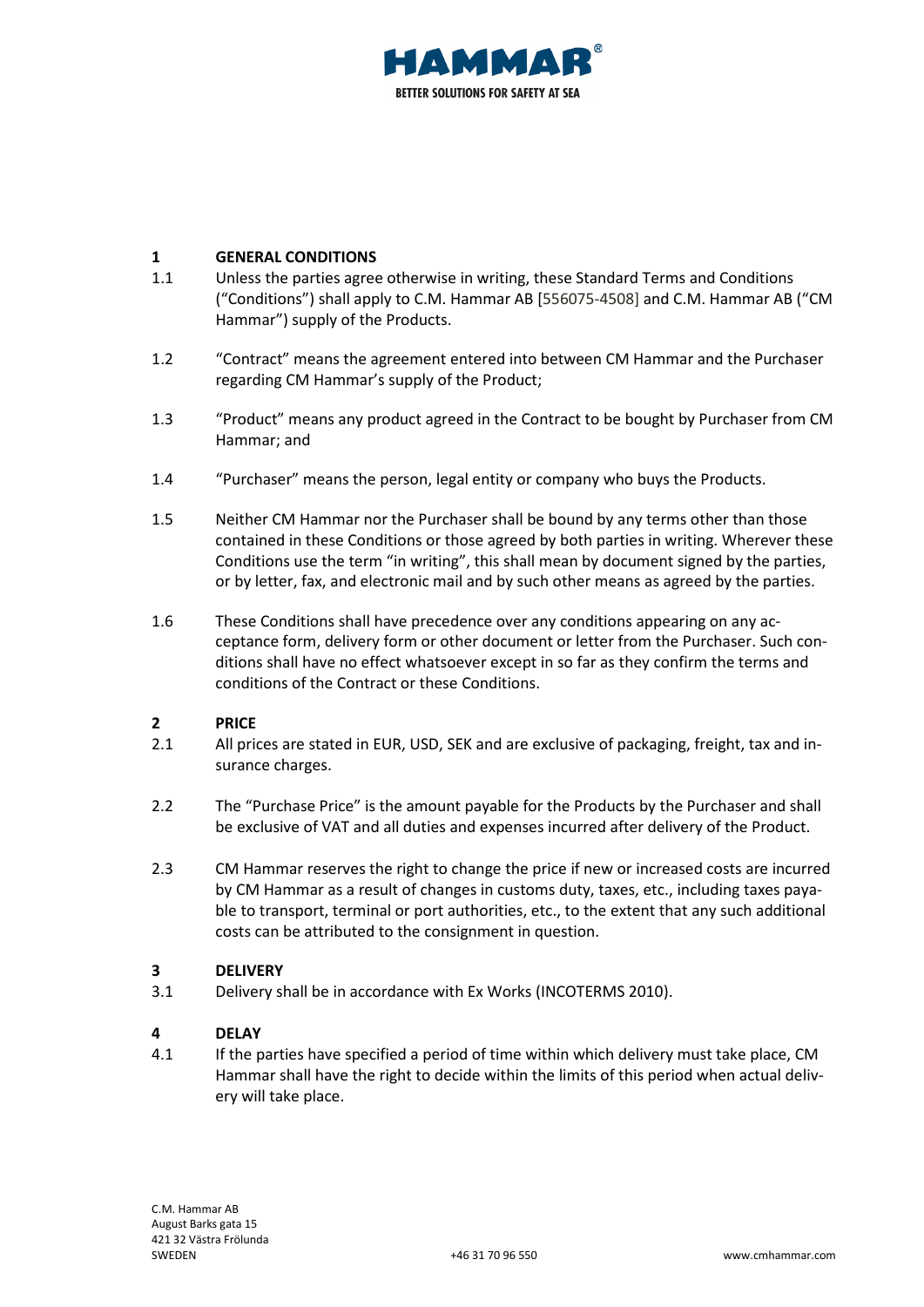## 1 GENERAL CONDITIONS

1.1 Unless the parties agree otherwise in writing, these Standard Terms and Conditions ("Conditions") shall apply to C.M. Hammar AB [556075-4508] and C.M. Hammar AB ("CM Hammar") supply of the Products.

1.2 "Contract" means the agreement entered into between CM Hammar and the Purchaser regarding CM Hammar's supply of the Product;

1.3 "Product" means any product agreed in the Contract to be bought by Purchaser from CM Hammar; and

1.4 "Purchaser" means the person, legal entity or company who buys the Products.

1.5 Neither CM Hammar nor the Purchaser shall be bound by any terms other than those contained in these Conditions or those agreed by both parties in writing. Wherever these Conditions use the term "in writing", this shall mean by document signed by the parties, or by letter, fax, and electronic mail and by such other means as agreed by the parties.

1.6 These Conditions shall have precedence over any conditions appearing on any acceptance form, delivery form or other document or letter from the Purchaser. Such conditions shall have no effect whatsoever except in so far as they confirm the terms and conditions of the Contract or these Conditions.

## 2 PRICE

2.1 All prices are stated in EUR, USD, SEK and are exclusive of packaging, freight, tax and insurance charges.

2.2 The "Purchase Price" is the amount payable for the Products by the Purchaser and shall be exclusive of VAT and all duties and expenses incurred after delivery of the Product.

2.3 CM Hammar reserves the right to change the price if new or increased costs are incurred by CM Hammar as a result of changes in customs duty, taxes, etc., including taxes payable to transport, terminal or port authorities, etc., to the extent that any such additional costs can be attributed to the consignment in question.

## 3 DELIVERY

3.1 Delivery shall be in accordance with Ex Works (INCOTERMS 2010).

## 4 DELAY

4.1 If the parties have specified a period of time within which delivery must take place, CM Hammar shall have the right to decide within the limits of this period when actual delivery will take place.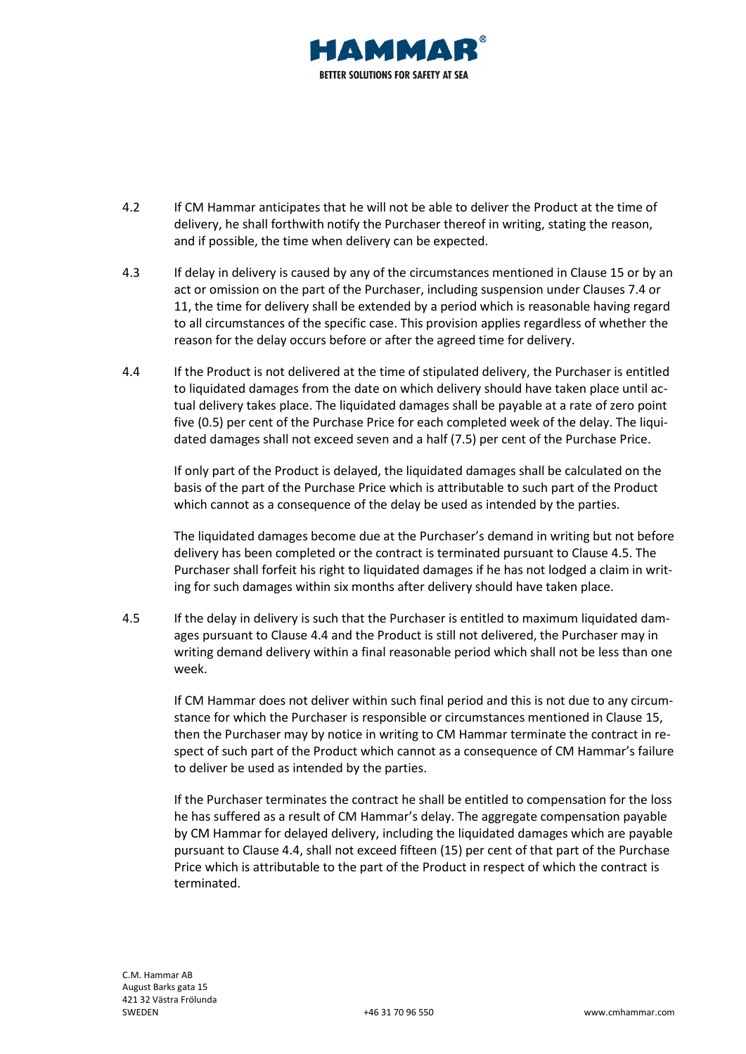4.2 If CM Hammar anticipates that he will not be able to deliver the Product at the time of delivery, he shall forthwith notify the Purchaser thereof in writing, stating the reason, and if possible, the time when delivery can be expected.

4.3 If delay in delivery is caused by any of the circumstances mentioned in Clause 15 or by an act or omission on the part of the Purchaser, including suspension under Clauses 7.4 or 11, the time for delivery shall be extended by a period which is reasonable having regard to all circumstances of the specific case. This provision applies regardless of whether the reason for the delay occurs before or after the agreed time for delivery.

4.4 If the Product is not delivered at the time of stipulated delivery, the Purchaser is entitled to liquidated damages from the date on which delivery should have taken place until actual delivery takes place. The liquidated damages shall be payable at a rate of zero point five (0.5) per cent of the Purchase Price for each completed week of the delay. The liquidated damages shall not exceed seven and a half (7.5) per cent of the Purchase Price.

If only part of the Product is delayed, the liquidated damages shall be calculated on the basis of the part of the Purchase Price which is attributable to such part of the Product which cannot as a consequence of the delay be used as intended by the parties.

The liquidated damages become due at the Purchaser's demand in writing but not before delivery has been completed or the contract is terminated pursuant to Clause 4.5. The Purchaser shall forfeit his right to liquidated damages if he has not lodged a claim in writing for such damages within six months after delivery should have taken place.

4.5 If the delay in delivery is such that the Purchaser is entitled to maximum liquidated damages pursuant to Clause 4.4 and the Product is still not delivered, the Purchaser may in writing demand delivery within a final reasonable period which shall not be less than one week.

If CM Hammar does not deliver within such final period and this is not due to any circumstance for which the Purchaser is responsible or circumstances mentioned in Clause 15, then the Purchaser may by notice in writing to CM Hammar terminate the contract in respect of such part of the Product which cannot as a consequence of CM Hammar's failure to deliver be used as intended by the parties.

If the Purchaser terminates the contract he shall be entitled to compensation for the loss he has suffered as a result of CM Hammar's delay. The aggregate compensation payable by CM Hammar for delayed delivery, including the liquidated damages which are payable pursuant to Clause 4.4, shall not exceed fifteen (15) per cent of that part of the Purchase Price which is attributable to the part of the Product in respect of which the contract is terminated.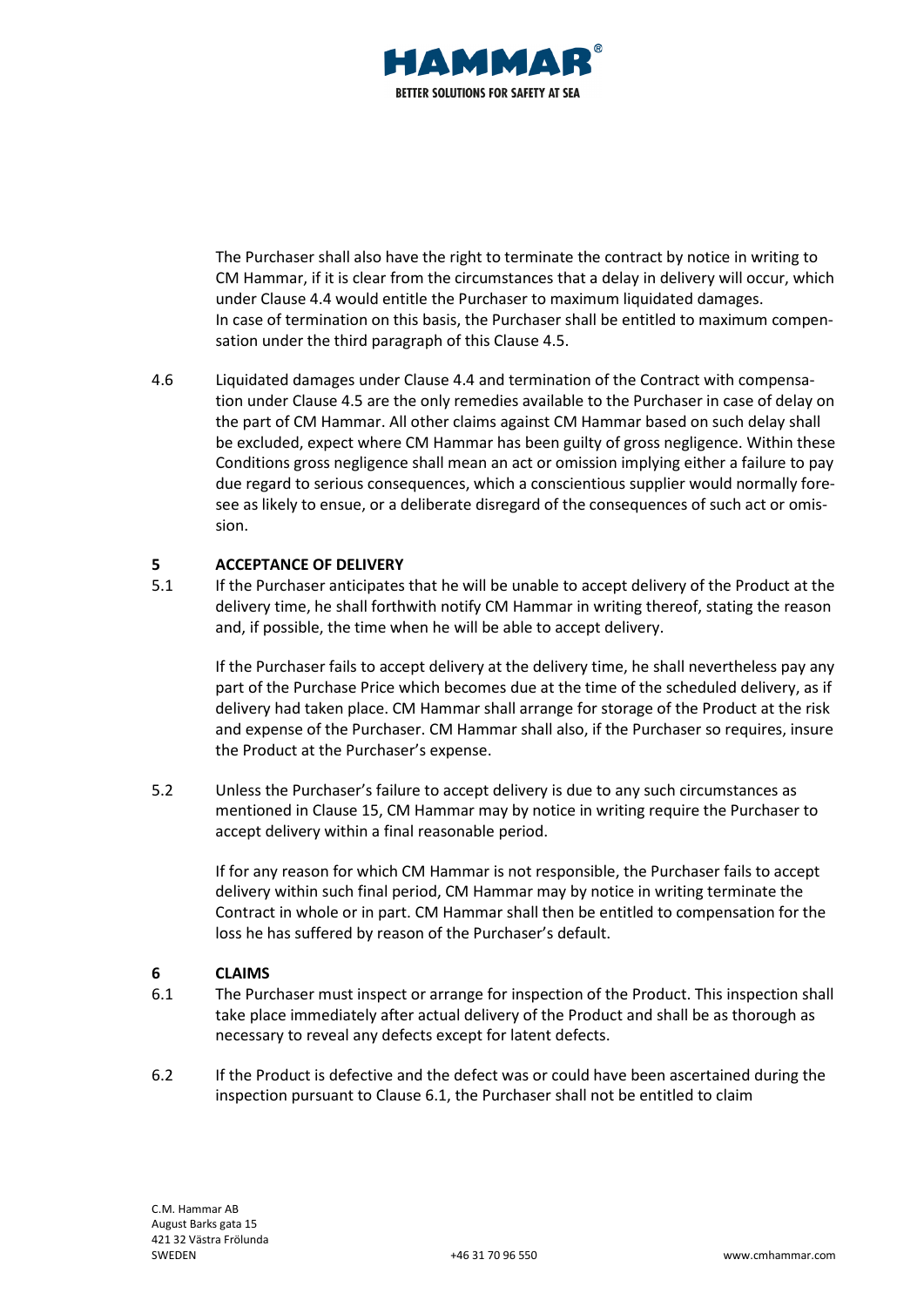The Purchaser shall also have the right to terminate the contract by notice in writing to CM Hammar, if it is clear from the circumstances that a delay in delivery will occur, which under Clause 4.4 would entitle the Purchaser to maximum liquidated damages.
In case of termination on this basis, the Purchaser shall be entitled to maximum compensation under the third paragraph of this Clause 4.5.

4.6 Liquidated damages under Clause 4.4 and termination of the Contract with compensation under Clause 4.5 are the only remedies available to the Purchaser in case of delay on the part of CM Hammar. All other claims against CM Hammar based on such delay shall be excluded, expect where CM Hammar has been guilty of gross negligence. Within these Conditions gross negligence shall mean an act or omission implying either a failure to pay due regard to serious consequences, which a conscientious supplier would normally foresee as likely to ensue, or a deliberate disregard of the consequences of such act or omission.

## 5 ACCEPTANCE OF DELIVERY

5.1 If the Purchaser anticipates that he will be unable to accept delivery of the Product at the delivery time, he shall forthwith notify CM Hammar in writing thereof, stating the reason and, if possible, the time when he will be able to accept delivery.

If the Purchaser fails to accept delivery at the delivery time, he shall nevertheless pay any part of the Purchase Price which becomes due at the time of the scheduled delivery, as if delivery had taken place. CM Hammar shall arrange for storage of the Product at the risk and expense of the Purchaser. CM Hammar shall also, if the Purchaser so requires, insure the Product at the Purchaser's expense.

5.2 Unless the Purchaser's failure to accept delivery is due to any such circumstances as mentioned in Clause 15, CM Hammar may by notice in writing require the Purchaser to accept delivery within a final reasonable period.

If for any reason for which CM Hammar is not responsible, the Purchaser fails to accept delivery within such final period, CM Hammar may by notice in writing terminate the Contract in whole or in part. CM Hammar shall then be entitled to compensation for the loss he has suffered by reason of the Purchaser's default.

## 6 CLAIMS

6.1 The Purchaser must inspect or arrange for inspection of the Product. This inspection shall take place immediately after actual delivery of the Product and shall be as thorough as necessary to reveal any defects except for latent defects.

6.2 If the Product is defective and the defect was or could have been ascertained during the inspection pursuant to Clause 6.1, the Purchaser shall not be entitled to claim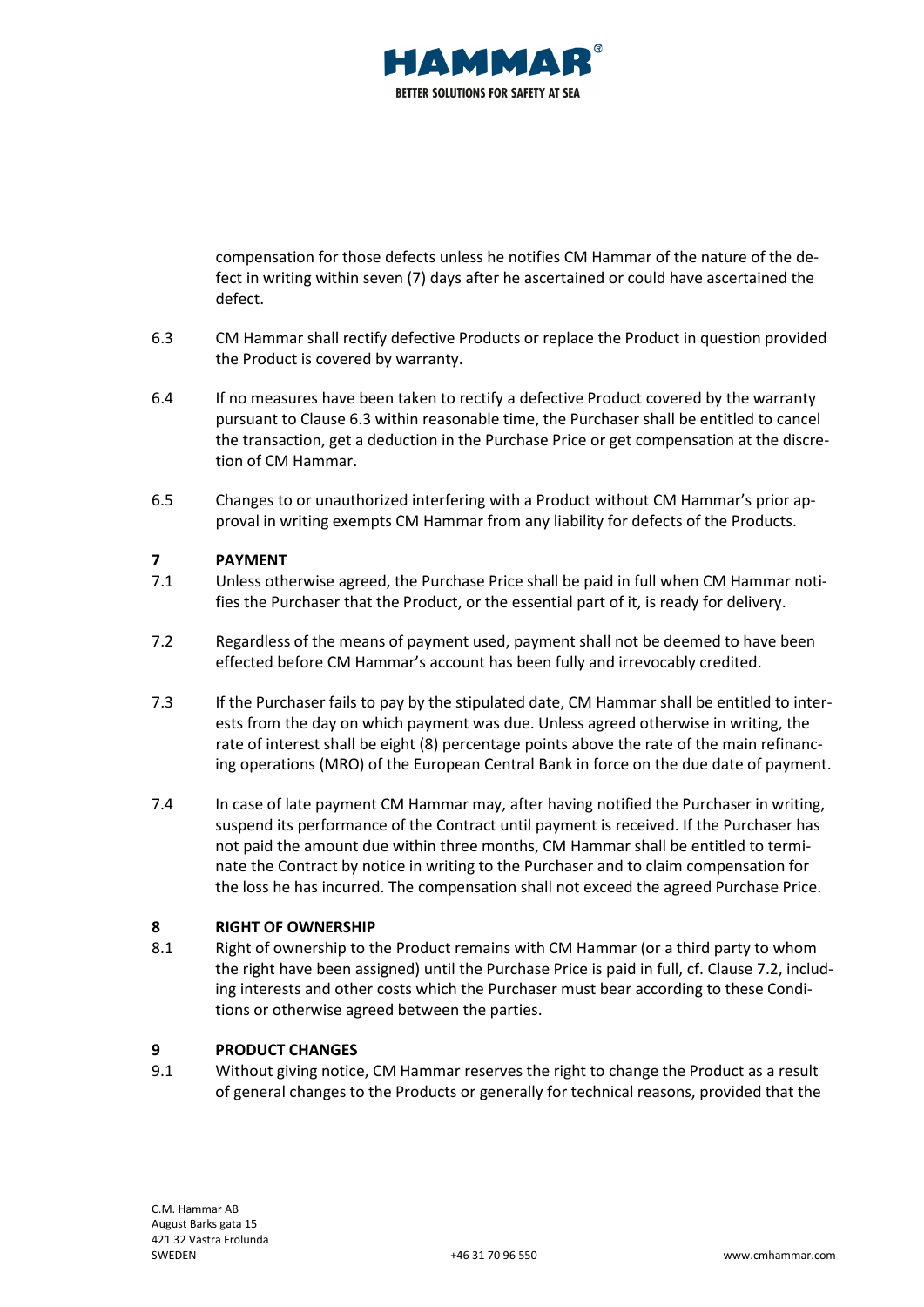compensation for those defects unless he notifies CM Hammar of the nature of the defect in writing within seven (7) days after he ascertained or could have ascertained the defect.

6.3 CM Hammar shall rectify defective Products or replace the Product in question provided the Product is covered by warranty.

6.4 If no measures have been taken to rectify a defective Product covered by the warranty pursuant to Clause 6.3 within reasonable time, the Purchaser shall be entitled to cancel the transaction, get a deduction in the Purchase Price or get compensation at the discretion of CM Hammar.

6.5 Changes to or unauthorized interfering with a Product without CM Hammar's prior approval in writing exempts CM Hammar from any liability for defects of the Products.

## 7 PAYMENT

7.1 Unless otherwise agreed, the Purchase Price shall be paid in full when CM Hammar notifies the Purchaser that the Product, or the essential part of it, is ready for delivery.

7.2 Regardless of the means of payment used, payment shall not be deemed to have been effected before CM Hammar's account has been fully and irrevocably credited.

7.3 If the Purchaser fails to pay by the stipulated date, CM Hammar shall be entitled to interests from the day on which payment was due. Unless agreed otherwise in writing, the rate of interest shall be eight (8) percentage points above the rate of the main refinancing operations (MRO) of the European Central Bank in force on the due date of payment.

7.4 In case of late payment CM Hammar may, after having notified the Purchaser in writing, suspend its performance of the Contract until payment is received. If the Purchaser has not paid the amount due within three months, CM Hammar shall be entitled to terminate the Contract by notice in writing to the Purchaser and to claim compensation for the loss he has incurred. The compensation shall not exceed the agreed Purchase Price.

## 8 RIGHT OF OWNERSHIP

8.1 Right of ownership to the Product remains with CM Hammar (or a third party to whom the right have been assigned) until the Purchase Price is paid in full, cf. Clause 7.2, including interests and other costs which the Purchaser must bear according to these Conditions or otherwise agreed between the parties.

## 9 PRODUCT CHANGES

9.1 Without giving notice, CM Hammar reserves the right to change the Product as a result of general changes to the Products or generally for technical reasons, provided that the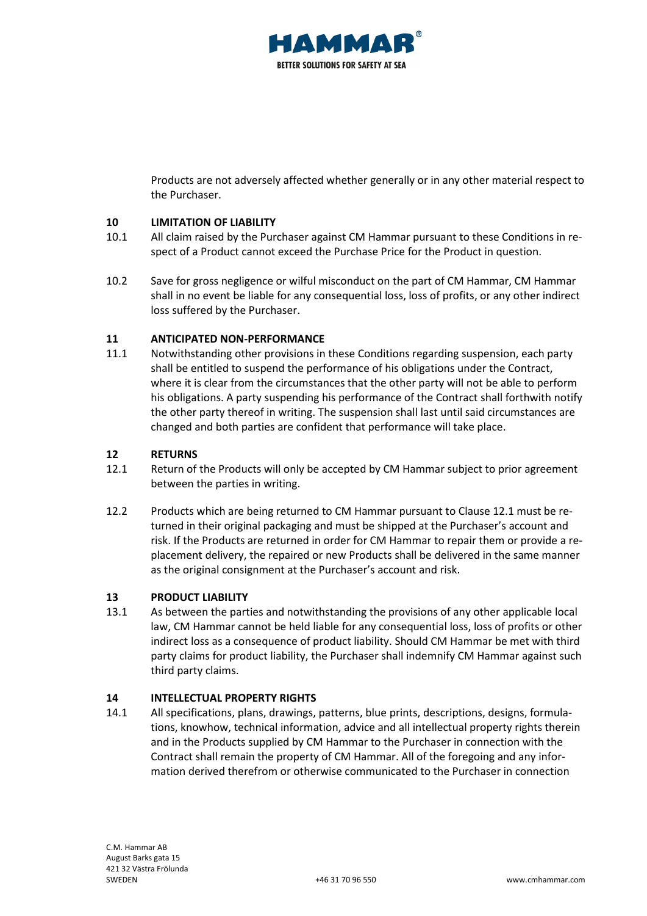Products are not adversely affected whether generally or in any other material respect to the Purchaser.

## 10 LIMITATION OF LIABILITY

10.1 All claim raised by the Purchaser against CM Hammar pursuant to these Conditions in respect of a Product cannot exceed the Purchase Price for the Product in question.

10.2 Save for gross negligence or wilful misconduct on the part of CM Hammar, CM Hammar shall in no event be liable for any consequential loss, loss of profits, or any other indirect loss suffered by the Purchaser.

## 11 ANTICIPATED NON-PERFORMANCE

11.1 Notwithstanding other provisions in these Conditions regarding suspension, each party shall be entitled to suspend the performance of his obligations under the Contract, where it is clear from the circumstances that the other party will not be able to perform his obligations. A party suspending his performance of the Contract shall forthwith notify the other party thereof in writing. The suspension shall last until said circumstances are changed and both parties are confident that performance will take place.

## 12 RETURNS

12.1 Return of the Products will only be accepted by CM Hammar subject to prior agreement between the parties in writing.

12.2 Products which are being returned to CM Hammar pursuant to Clause 12.1 must be returned in their original packaging and must be shipped at the Purchaser's account and risk. If the Products are returned in order for CM Hammar to repair them or provide a replacement delivery, the repaired or new Products shall be delivered in the same manner as the original consignment at the Purchaser's account and risk.

## 13 PRODUCT LIABILITY

13.1 As between the parties and notwithstanding the provisions of any other applicable local law, CM Hammar cannot be held liable for any consequential loss, loss of profits or other indirect loss as a consequence of product liability. Should CM Hammar be met with third party claims for product liability, the Purchaser shall indemnify CM Hammar against such third party claims.

## 14 INTELLECTUAL PROPERTY RIGHTS

14.1 All specifications, plans, drawings, patterns, blue prints, descriptions, designs, formulations, knowhow, technical information, advice and all intellectual property rights therein and in the Products supplied by CM Hammar to the Purchaser in connection with the Contract shall remain the property of CM Hammar. All of the foregoing and any information derived therefrom or otherwise communicated to the Purchaser in connection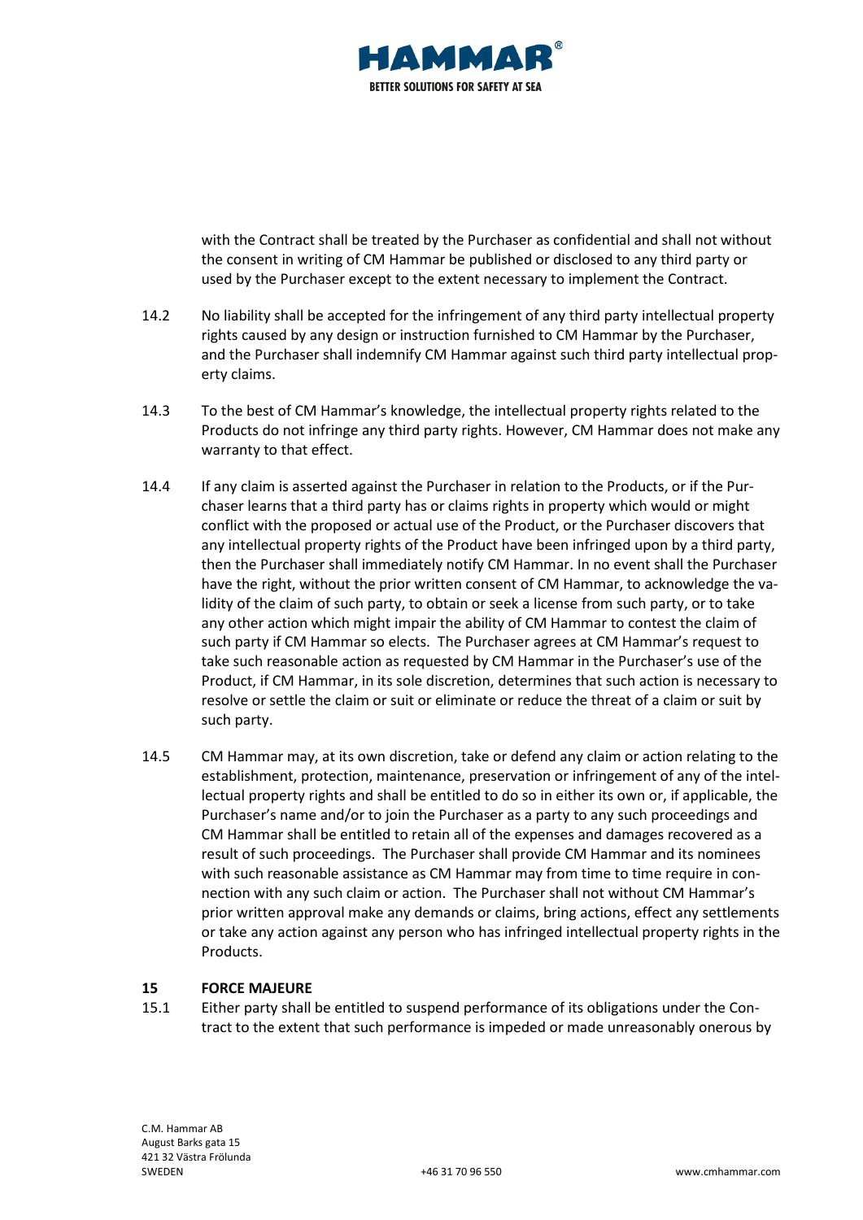with the Contract shall be treated by the Purchaser as confidential and shall not without the consent in writing of CM Hammar be published or disclosed to any third party or used by the Purchaser except to the extent necessary to implement the Contract.

14.2 No liability shall be accepted for the infringement of any third party intellectual property rights caused by any design or instruction furnished to CM Hammar by the Purchaser, and the Purchaser shall indemnify CM Hammar against such third party intellectual property claims.

14.3 To the best of CM Hammar's knowledge, the intellectual property rights related to the Products do not infringe any third party rights. However, CM Hammar does not make any warranty to that effect.

14.4 If any claim is asserted against the Purchaser in relation to the Products, or if the Purchaser learns that a third party has or claims rights in property which would or might conflict with the proposed or actual use of the Product, or the Purchaser discovers that any intellectual property rights of the Product have been infringed upon by a third party, then the Purchaser shall immediately notify CM Hammar. In no event shall the Purchaser have the right, without the prior written consent of CM Hammar, to acknowledge the validity of the claim of such party, to obtain or seek a license from such party, or to take any other action which might impair the ability of CM Hammar to contest the claim of such party if CM Hammar so elects. The Purchaser agrees at CM Hammar's request to take such reasonable action as requested by CM Hammar in the Purchaser's use of the Product, if CM Hammar, in its sole discretion, determines that such action is necessary to resolve or settle the claim or suit or eliminate or reduce the threat of a claim or suit by such party.

14.5 CM Hammar may, at its own discretion, take or defend any claim or action relating to the establishment, protection, maintenance, preservation or infringement of any of the intellectual property rights and shall be entitled to do so in either its own or, if applicable, the Purchaser's name and/or to join the Purchaser as a party to any such proceedings and CM Hammar shall be entitled to retain all of the expenses and damages recovered as a result of such proceedings. The Purchaser shall provide CM Hammar and its nominees with such reasonable assistance as CM Hammar may from time to time require in connection with any such claim or action. The Purchaser shall not without CM Hammar's prior written approval make any demands or claims, bring actions, effect any settlements or take any action against any person who has infringed intellectual property rights in the Products.

**15 FORCE MAJEURE**

15.1 Either party shall be entitled to suspend performance of its obligations under the Contract to the extent that such performance is impeded or made unreasonably onerous by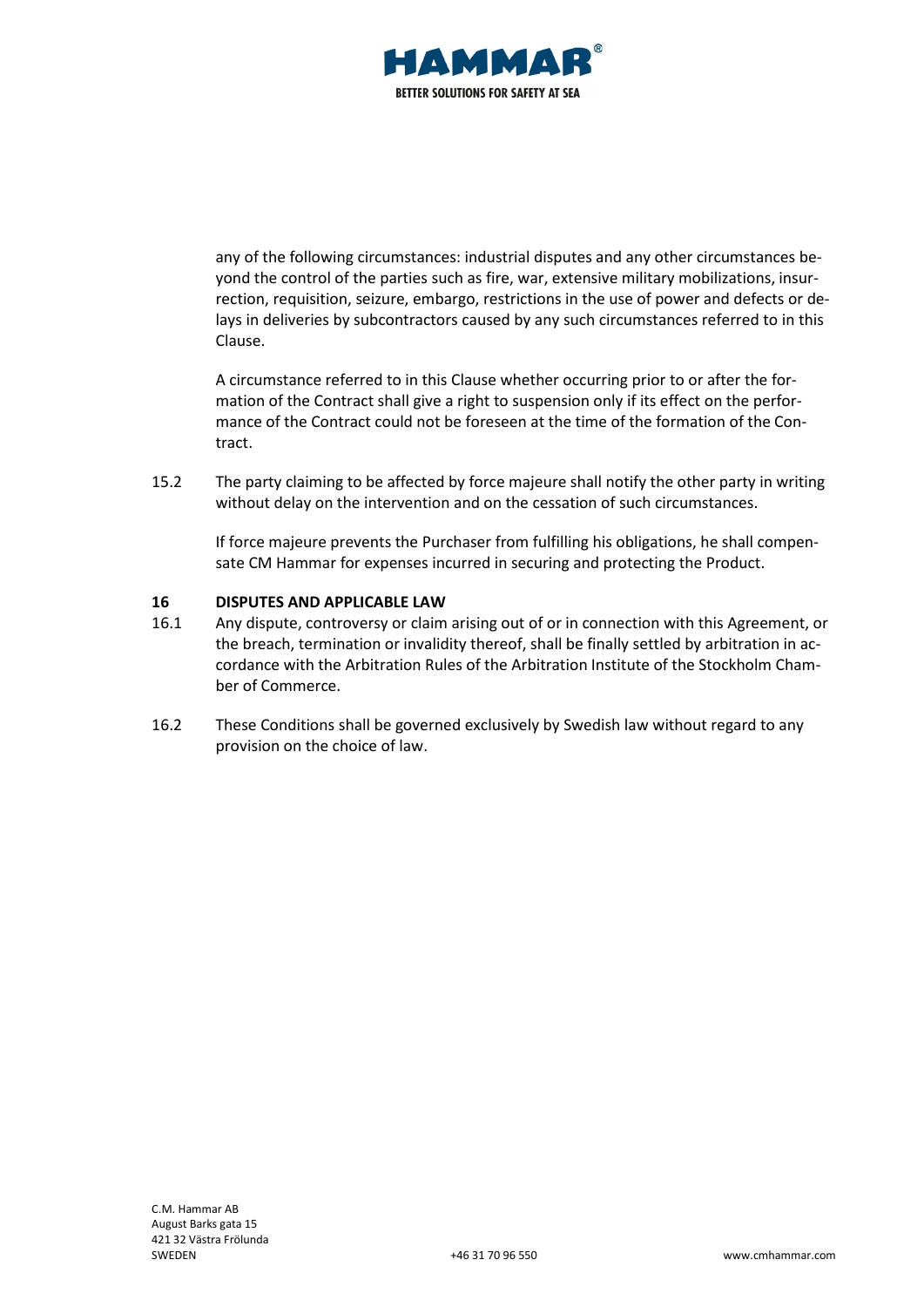any of the following circumstances: industrial disputes and any other circumstances beyond the control of the parties such as fire, war, extensive military mobilizations, insurrection, requisition, seizure, embargo, restrictions in the use of power and defects or delays in deliveries by subcontractors caused by any such circumstances referred to in this Clause.

A circumstance referred to in this Clause whether occurring prior to or after the formation of the Contract shall give a right to suspension only if its effect on the performance of the Contract could not be foreseen at the time of the formation of the Contract.

15.2 The party claiming to be affected by force majeure shall notify the other party in writing without delay on the intervention and on the cessation of such circumstances.

If force majeure prevents the Purchaser from fulfilling his obligations, he shall compensate CM Hammar for expenses incurred in securing and protecting the Product.

### 16 DISPUTES AND APPLICABLE LAW

16.1 Any dispute, controversy or claim arising out of or in connection with this Agreement, or the breach, termination or invalidity thereof, shall be finally settled by arbitration in accordance with the Arbitration Rules of the Arbitration Institute of the Stockholm Chamber of Commerce.

16.2 These Conditions shall be governed exclusively by Swedish law without regard to any provision on the choice of law.